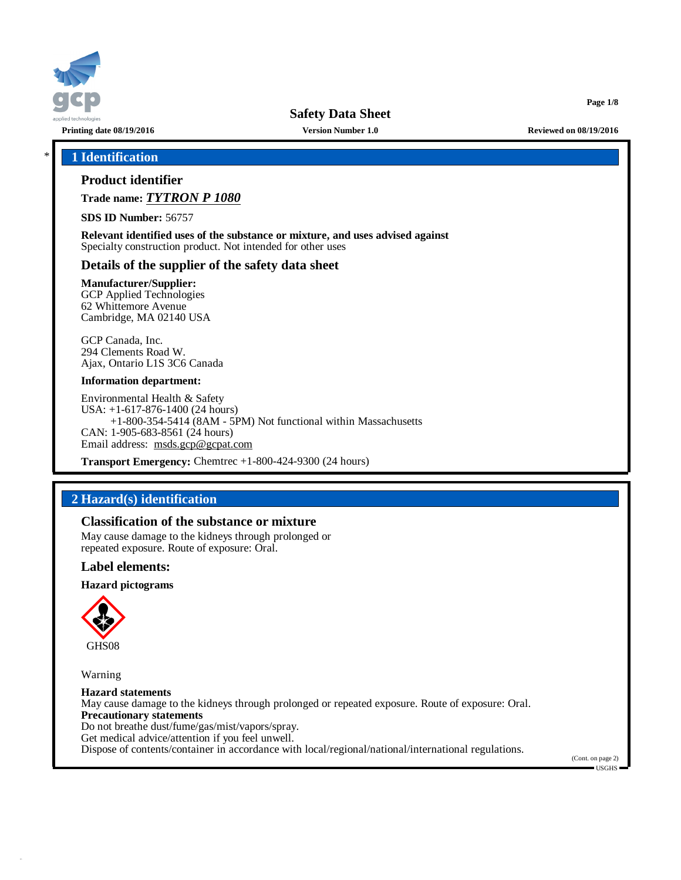# Safety Data Sheet

**Printing date 08/19/2016** **Version Number 1.0** **Reviewed on 08/19/2016**

## * 1 Identification

### Product identifier

**Trade name:** ***TYTRON P 1080***

**SDS ID Number:** 56757

**Relevant identified uses of the substance or mixture, and uses advised against**
Specialty construction product. Not intended for other uses

### Details of the supplier of the safety data sheet

**Manufacturer/Supplier:**
GCP Applied Technologies
62 Whittemore Avenue
Cambridge, MA 02140 USA

GCP Canada, Inc.
294 Clements Road W.
Ajax, Ontario L1S 3C6 Canada

**Information department:**

Environmental Health & Safety
USA: +1-617-876-1400 (24 hours)
+1-800-354-5414 (8AM - 5PM) Not functional within Massachusetts
CAN: 1-905-683-8561 (24 hours)
Email address: msds.gcp@gcpat.com

**Transport Emergency:** Chemtrec +1-800-424-9300 (24 hours)

## 2 Hazard(s) identification

### Classification of the substance or mixture

May cause damage to the kidneys through prolonged or repeated exposure. Route of exposure: Oral.

### Label elements:

**Hazard pictograms**

GHS08

Warning

**Hazard statements**
May cause damage to the kidneys through prolonged or repeated exposure. Route of exposure: Oral.

**Precautionary statements**
Do not breathe dust/fume/gas/mist/vapors/spray.
Get medical advice/attention if you feel unwell.
Dispose of contents/container in accordance with local/regional/national/international regulations.

(Cont. on page 2)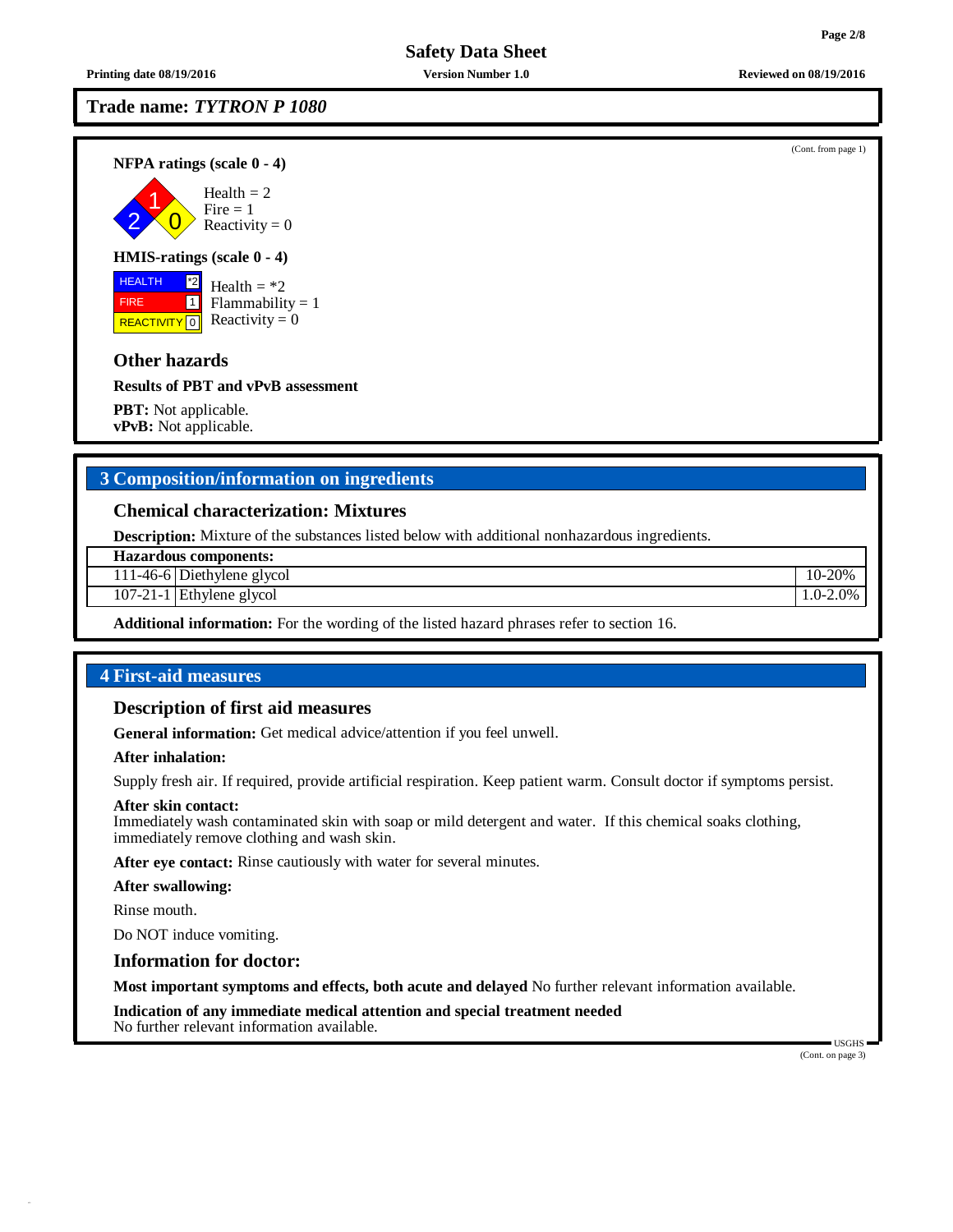**Trade name:** ***TYTRON P 1080***

(Cont. from page 1)

**NFPA ratings (scale 0 - 4)**

Health = 2
Fire = 1
Reactivity = 0

**HMIS-ratings (scale 0 - 4)**

| | |
|---|---|
| HEALTH | *2 |
| FIRE | 1 |
| REACTIVITY | 0 |

Health = *2
Flammability = 1
Reactivity = 0

## Other hazards

**Results of PBT and vPvB assessment**

**PBT:** Not applicable.
**vPvB:** Not applicable.

# 3 Composition/information on ingredients

## Chemical characterization: Mixtures

**Description:** Mixture of the substances listed below with additional nonhazardous ingredients.

| **Hazardous components:** | | |
|---|---|---|
| 111-46-6 | Diethylene glycol | 10-20% |
| 107-21-1 | Ethylene glycol | 1.0-2.0% |

**Additional information:** For the wording of the listed hazard phrases refer to section 16.

# 4 First-aid measures

## Description of first aid measures

**General information:** Get medical advice/attention if you feel unwell.

**After inhalation:**

Supply fresh air. If required, provide artificial respiration. Keep patient warm. Consult doctor if symptoms persist.

**After skin contact:**
Immediately wash contaminated skin with soap or mild detergent and water. If this chemical soaks clothing, immediately remove clothing and wash skin.

**After eye contact:** Rinse cautiously with water for several minutes.

**After swallowing:**

Rinse mouth.

Do NOT induce vomiting.

## Information for doctor:

**Most important symptoms and effects, both acute and delayed** No further relevant information available.

**Indication of any immediate medical attention and special treatment needed**
No further relevant information available.

(Cont. on page 3)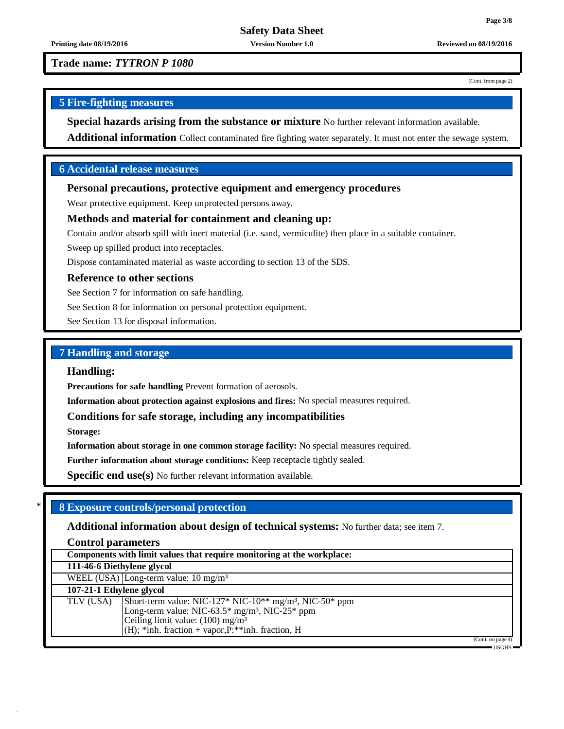Trade name: *TYTRON P 1080*

(Cont. from page 2)

## 5 Fire-fighting measures

**Special hazards arising from the substance or mixture** No further relevant information available.

**Additional information** Collect contaminated fire fighting water separately. It must not enter the sewage system.

## 6 Accidental release measures

### Personal precautions, protective equipment and emergency procedures

Wear protective equipment. Keep unprotected persons away.

### Methods and material for containment and cleaning up:

Contain and/or absorb spill with inert material (i.e. sand, vermiculite) then place in a suitable container.

Sweep up spilled product into receptacles.

Dispose contaminated material as waste according to section 13 of the SDS.

### Reference to other sections

See Section 7 for information on safe handling.

See Section 8 for information on personal protection equipment.

See Section 13 for disposal information.

## 7 Handling and storage

### Handling:

**Precautions for safe handling** Prevent formation of aerosols.

**Information about protection against explosions and fires:** No special measures required.

### Conditions for safe storage, including any incompatibilities

**Storage:**

**Information about storage in one common storage facility:** No special measures required.

**Further information about storage conditions:** Keep receptacle tightly sealed.

**Specific end use(s)** No further relevant information available.

## * 8 Exposure controls/personal protection

**Additional information about design of technical systems:** No further data; see item 7.

### Control parameters

| Components with limit values that require monitoring at the workplace: | |
|---|---|
| **111-46-6 Diethylene glycol** | |
| WEEL (USA) | Long-term value: 10 mg/m³ |
| **107-21-1 Ethylene glycol** | |
| TLV (USA) | Short-term value: NIC-127* NIC-10** mg/m³, NIC-50* ppm<br>Long-term value: NIC-63.5* mg/m³, NIC-25* ppm<br>Ceiling limit value: (100) mg/m³<br>(H); *inh. fraction + vapor,P:**inh. fraction, H |

(Cont. on page 4)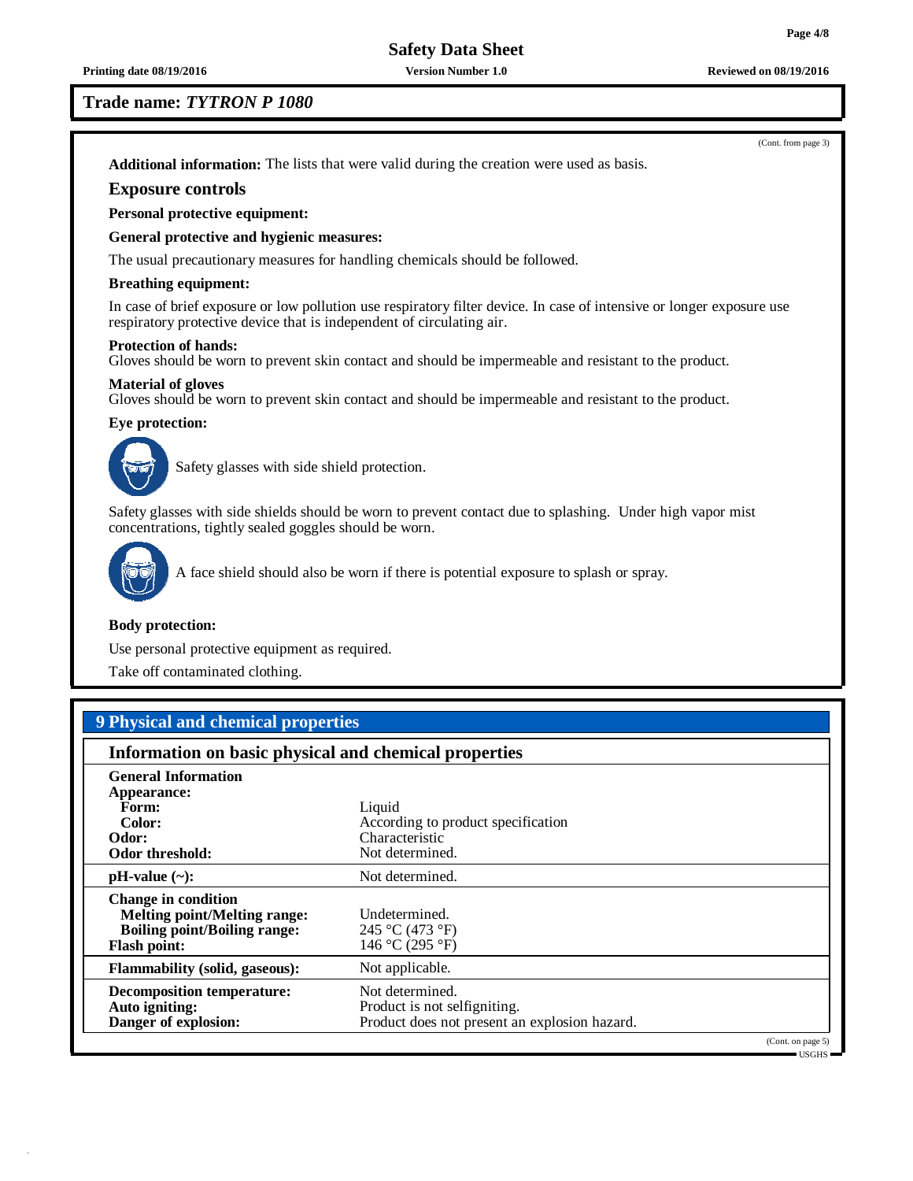## Trade name: *TYTRON P 1080*

(Cont. from page 3)

**Additional information:** The lists that were valid during the creation were used as basis.

### Exposure controls

**Personal protective equipment:**

**General protective and hygienic measures:**

The usual precautionary measures for handling chemicals should be followed.

**Breathing equipment:**

In case of brief exposure or low pollution use respiratory filter device. In case of intensive or longer exposure use respiratory protective device that is independent of circulating air.

**Protection of hands:**
Gloves should be worn to prevent skin contact and should be impermeable and resistant to the product.

**Material of gloves**
Gloves should be worn to prevent skin contact and should be impermeable and resistant to the product.

**Eye protection:**

Safety glasses with side shield protection.

Safety glasses with side shields should be worn to prevent contact due to splashing. Under high vapor mist concentrations, tightly sealed goggles should be worn.

A face shield should also be worn if there is potential exposure to splash or spray.

**Body protection:**

Use personal protective equipment as required.

Take off contaminated clothing.

## 9 Physical and chemical properties

### Information on basic physical and chemical properties

| | |
|---|---|
| **General Information** | |
| **Appearance:** | |
| **Form:** | Liquid |
| **Color:** | According to product specification |
| **Odor:** | Characteristic |
| **Odor threshold:** | Not determined. |
| **pH-value (~):** | Not determined. |
| **Change in condition** | |
| **Melting point/Melting range:** | Undetermined. |
| **Boiling point/Boiling range:** | 245 °C (473 °F) |
| **Flash point:** | 146 °C (295 °F) |
| **Flammability (solid, gaseous):** | Not applicable. |
| **Decomposition temperature:** | Not determined. |
| **Auto igniting:** | Product is not selfigniting. |
| **Danger of explosion:** | Product does not present an explosion hazard. |

(Cont. on page 5)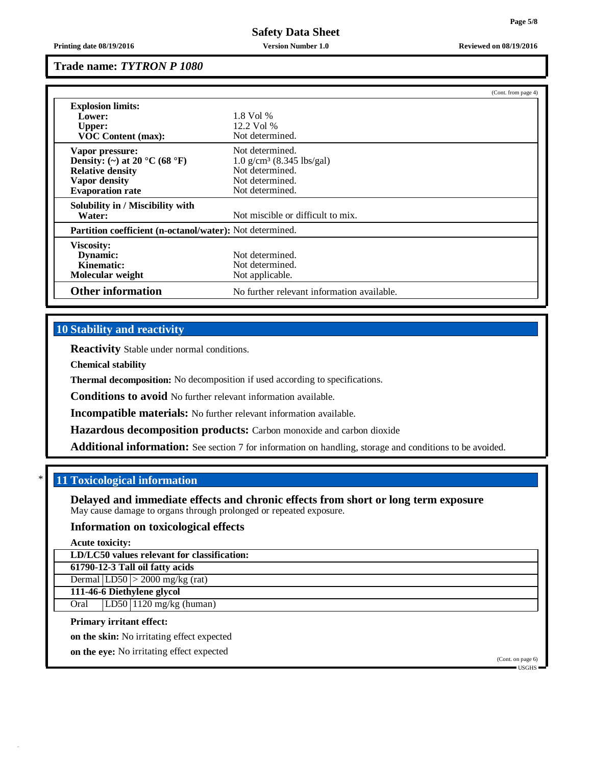**Trade name: *TYTRON P 1080***

(Cont. from page 4)

| | |
|---|---|
| **Explosion limits:** | |
| **Lower:** | 1.8 Vol % |
| **Upper:** | 12.2 Vol % |
| **VOC Content (max):** | Not determined. |
| **Vapor pressure:** | Not determined. |
| **Density: (~) at 20 °C (68 °F)** | 1.0 g/cm³ (8.345 lbs/gal) |
| **Relative density** | Not determined. |
| **Vapor density** | Not determined. |
| **Evaporation rate** | Not determined. |
| **Solubility in / Miscibility with Water:** | Not miscible or difficult to mix. |
| **Partition coefficient (n-octanol/water):** | Not determined. |
| **Viscosity:** | |
| **Dynamic:** | Not determined. |
| **Kinematic:** | Not determined. |
| **Molecular weight** | Not applicable. |
| **Other information** | No further relevant information available. |

## 10 Stability and reactivity

**Reactivity** Stable under normal conditions.

**Chemical stability**

**Thermal decomposition:** No decomposition if used according to specifications.

**Conditions to avoid** No further relevant information available.

**Incompatible materials:** No further relevant information available.

**Hazardous decomposition products:** Carbon monoxide and carbon dioxide

**Additional information:** See section 7 for information on handling, storage and conditions to be avoided.

## * 11 Toxicological information

### Delayed and immediate effects and chronic effects from short or long term exposure

May cause damage to organs through prolonged or repeated exposure.

### Information on toxicological effects

**Acute toxicity:**

| **LD/LC50 values relevant for classification:** | | |
|---|---|---|
| **61790-12-3 Tall oil fatty acids** | | |
| Dermal | LD50 | > 2000 mg/kg (rat) |
| **111-46-6 Diethylene glycol** | | |
| Oral | LD50 | 1120 mg/kg (human) |

**Primary irritant effect:**

**on the skin:** No irritating effect expected

**on the eye:** No irritating effect expected

(Cont. on page 6)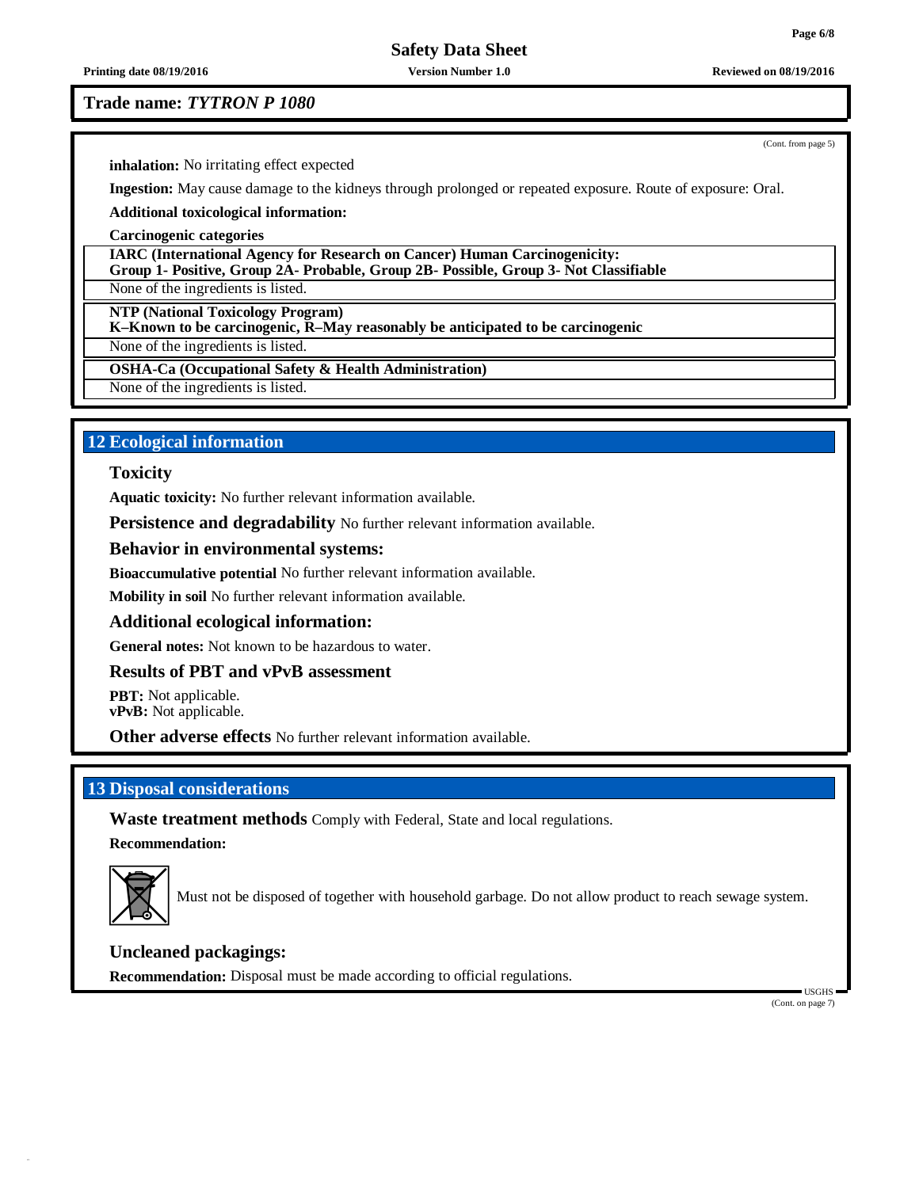**Trade name:** ***TYTRON P 1080***

(Cont. from page 5)

**inhalation:** No irritating effect expected

**Ingestion:** May cause damage to the kidneys through prolonged or repeated exposure. Route of exposure: Oral.

**Additional toxicological information:**

**Carcinogenic categories**

| **IARC (International Agency for Research on Cancer) Human Carcinogenicity: Group 1- Positive, Group 2A- Probable, Group 2B- Possible, Group 3- Not Classifiable** |
|---|
| None of the ingredients is listed. |

| **NTP (National Toxicology Program) K–Known to be carcinogenic, R–May reasonably be anticipated to be carcinogenic** |
|---|
| None of the ingredients is listed. |

| **OSHA-Ca (Occupational Safety & Health Administration)** |
|---|
| None of the ingredients is listed. |

## 12 Ecological information

### Toxicity

**Aquatic toxicity:** No further relevant information available.

**Persistence and degradability** No further relevant information available.

**Behavior in environmental systems:**

**Bioaccumulative potential** No further relevant information available.

**Mobility in soil** No further relevant information available.

**Additional ecological information:**

**General notes:** Not known to be hazardous to water.

**Results of PBT and vPvB assessment**

**PBT:** Not applicable.
**vPvB:** Not applicable.

**Other adverse effects** No further relevant information available.

## 13 Disposal considerations

**Waste treatment methods** Comply with Federal, State and local regulations.

**Recommendation:**

Must not be disposed of together with household garbage. Do not allow product to reach sewage system.

**Uncleaned packagings:**

**Recommendation:** Disposal must be made according to official regulations.

USGHS

(Cont. on page 7)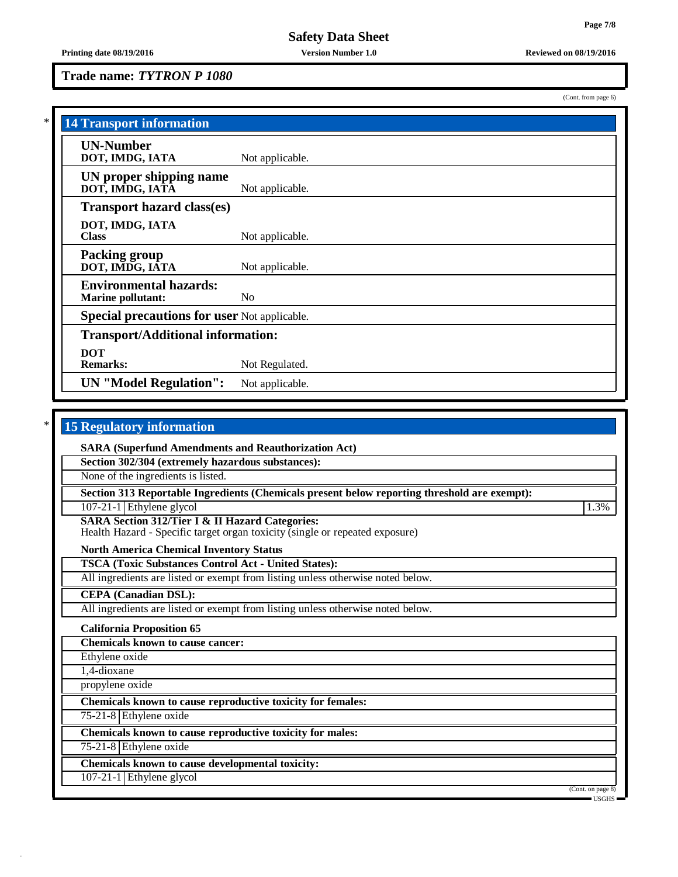**Trade name:** ***TYTRON P 1080***

(Cont. from page 6)

## 14 Transport information

| | |
|---|---|
| **UN-Number**<br>**DOT, IMDG, IATA** | Not applicable. |
| **UN proper shipping name**<br>**DOT, IMDG, IATA** | Not applicable. |
| **Transport hazard class(es)**<br>**DOT, IMDG, IATA**<br>**Class** | Not applicable. |
| **Packing group**<br>**DOT, IMDG, IATA** | Not applicable. |
| **Environmental hazards:**<br>**Marine pollutant:** | No |
| **Special precautions for user** | Not applicable. |
| **Transport/Additional information:**<br>**DOT**<br>**Remarks:** | Not Regulated. |
| **UN "Model Regulation":** | Not applicable. |

## 15 Regulatory information

**SARA (Superfund Amendments and Reauthorization Act)**

**Section 302/304 (extremely hazardous substances):**

None of the ingredients is listed.

**Section 313 Reportable Ingredients (Chemicals present below reporting threshold are exempt):**

| | | |
|---|---|---|
| 107-21-1 | Ethylene glycol | 1.3% |

**SARA Section 312/Tier I & II Hazard Categories:**
Health Hazard - Specific target organ toxicity (single or repeated exposure)

**North America Chemical Inventory Status**

**TSCA (Toxic Substances Control Act - United States):**

All ingredients are listed or exempt from listing unless otherwise noted below.

**CEPA (Canadian DSL):**

All ingredients are listed or exempt from listing unless otherwise noted below.

**California Proposition 65**

**Chemicals known to cause cancer:**

Ethylene oxide

1,4-dioxane

propylene oxide

**Chemicals known to cause reproductive toxicity for females:**

75-21-8 Ethylene oxide

**Chemicals known to cause reproductive toxicity for males:**

75-21-8 Ethylene oxide

**Chemicals known to cause developmental toxicity:**

107-21-1 Ethylene glycol

(Cont. on page 8)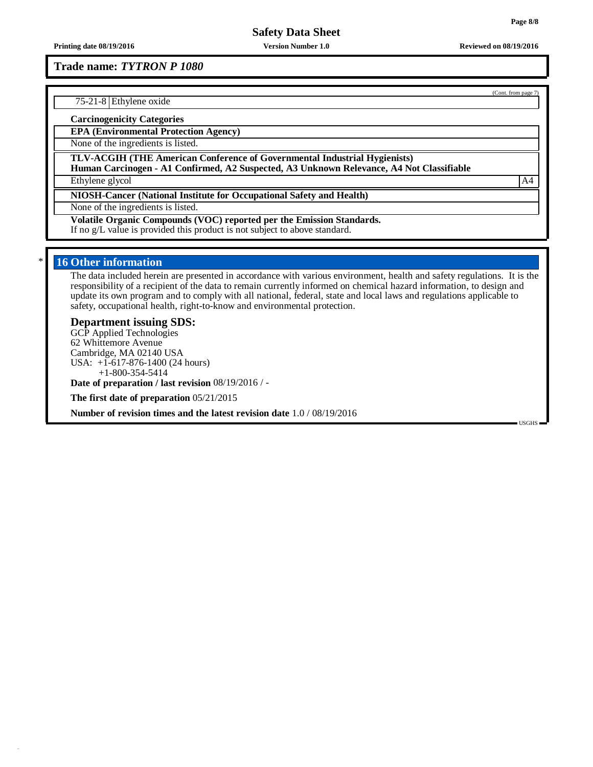**Trade name:** ***TYTRON P 1080***

(Cont. from page 7)

| | |
|---|---|
| 75-21-8 | Ethylene oxide |

**Carcinogenicity Categories**

**EPA (Environmental Protection Agency)**

None of the ingredients is listed.

**TLV-ACGIH (THE American Conference of Governmental Industrial Hygienists)**
**Human Carcinogen - A1 Confirmed, A2 Suspected, A3 Unknown Relevance, A4 Not Classifiable**

| | |
|---|---|
| Ethylene glycol | A4 |

**NIOSH-Cancer (National Institute for Occupational Safety and Health)**

None of the ingredients is listed.

**Volatile Organic Compounds (VOC) reported per the Emission Standards.**
If no g/L value is provided this product is not subject to above standard.

## * 16 Other information

The data included herein are presented in accordance with various environment, health and safety regulations. It is the responsibility of a recipient of the data to remain currently informed on chemical hazard information, to design and update its own program and to comply with all national, federal, state and local laws and regulations applicable to safety, occupational health, right-to-know and environmental protection.

### Department issuing SDS:

GCP Applied Technologies
62 Whittemore Avenue
Cambridge, MA 02140 USA
USA: +1-617-876-1400 (24 hours)
+1-800-354-5414

**Date of preparation / last revision** 08/19/2016 / -

**The first date of preparation** 05/21/2015

**Number of revision times and the latest revision date** 1.0 / 08/19/2016

USGHS